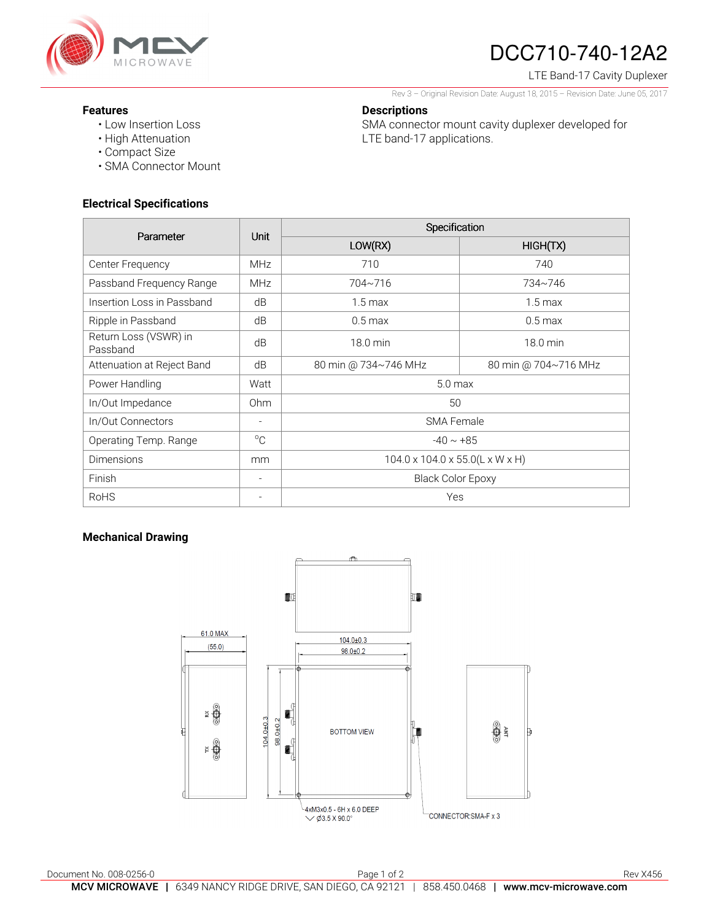# DCC710-740-12A2

LTE Band-17 Cavity Duplexer

Rev 3 – Original Revision Date: August 18, 2015 – Revision Date: June 05, 2017

## Features

- Low Insertion Loss
- High Attenuation
- Compact Size
- SMA Connector Mount

## Descriptions

SMA connector mount cavity duplexer developed for LTE band-17 applications.

## Electrical Specifications

| Parameter | Unit | Specification | |
|---|---|---|---|
| | | LOW(RX) | HIGH(TX) |
| Center Frequency | MHz | 710 | 740 |
| Passband Frequency Range | MHz | 704~716 | 734~746 |
| Insertion Loss in Passband | dB | 1.5 max | 1.5 max |
| Ripple in Passband | dB | 0.5 max | 0.5 max |
| Return Loss (VSWR) in Passband | dB | 18.0 min | 18.0 min |
| Attenuation at Reject Band | dB | 80 min @ 734~746 MHz | 80 min @ 704~716 MHz |
| Power Handling | Watt | 5.0 max | |
| In/Out Impedance | Ohm | 50 | |
| In/Out Connectors | - | SMA Female | |
| Operating Temp. Range | °C | -40 ~ +85 | |
| Dimensions | mm | 104.0 x 104.0 x 55.0(L x W x H) | |
| Finish | - | Black Color Epoxy | |
| RoHS | - | Yes | |

## Mechanical Drawing

61.0 MAX
(55.0)
104.0±0.3
98.0±0.2
RX
TX
ANT
BOTTOM VIEW
4xM3x0.5 - 6H x 6.0 DEEP
Ø3.5 X 90.0°
CONNECTOR:SMA-F x 3

Document No. 008-0256-0

Rev X456

**MCV MICROWAVE** | 6349 NANCY RIDGE DRIVE, SAN DIEGO, CA 92121 | 858.450.0468 | **www.mcv-microwave.com**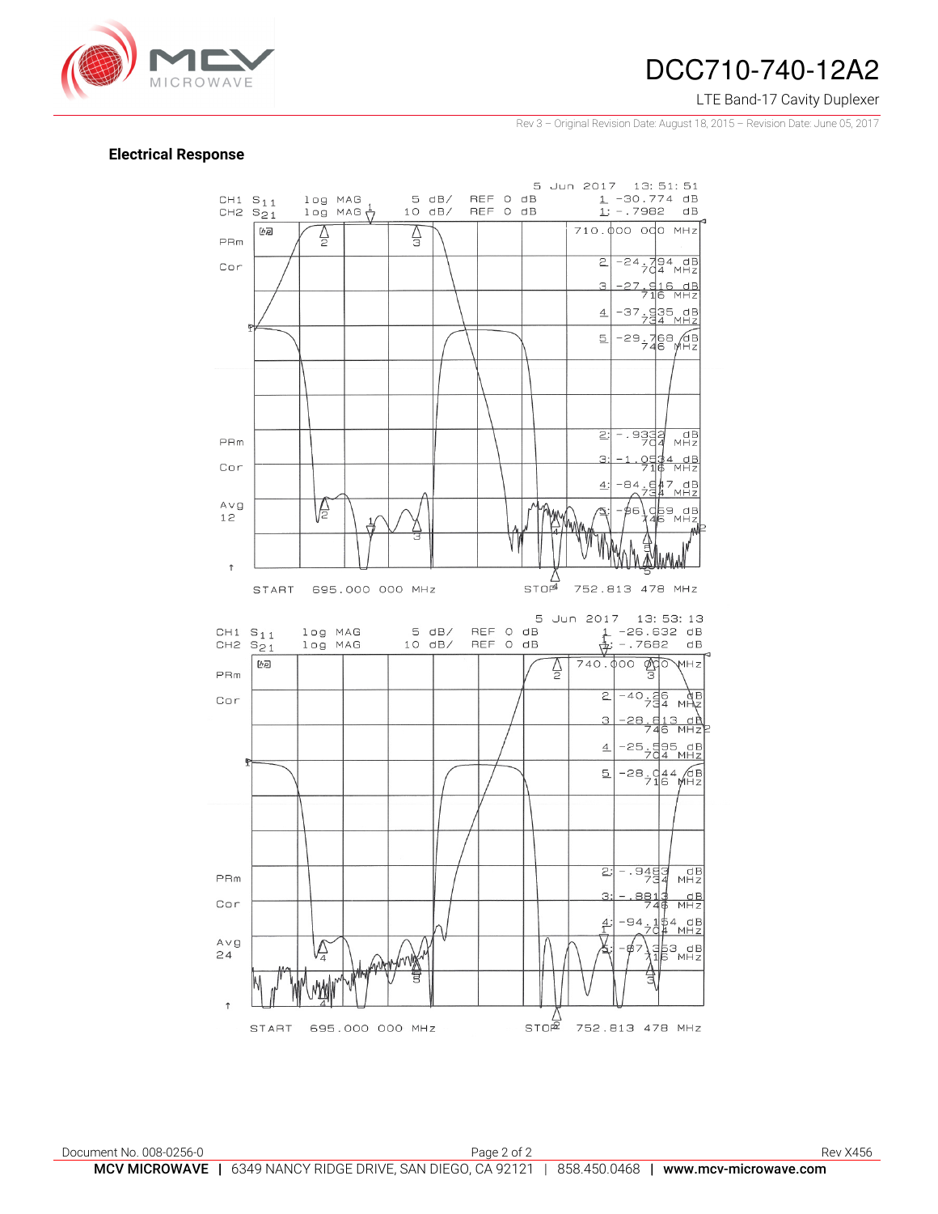**Electrical Response**

5 Jun 2017 13: 51: 51

CH1 $S_{11}$ log MAG 5 dB/ REF 0 dB 1 -30.774 dB

CH2 $S_{21}$ log MAG 10 dB/ REF 0 dB 1: -.7982 dB

710.000 000 MHz

2 -24.794 dB 704 MHz

3 -27.916 dB 716 MHz

4 -37.935 dB 734 MHz

5 -29.768 dB 746 MHz

2: -.9332 dB 704 MHz

3: -1.0534 dB 716 MHz

4: -84.647 dB 734 MHz

5: -96.059 dB 746 MHz

PRm Cor PRm Cor Avg 12

START 695.000 000 MHz STOP 752.813 478 MHz

5 Jun 2017 13: 53: 13

CH1 $S_{11}$ log MAG 5 dB/ REF 0 dB 1 -26.632 dB

CH2 $S_{21}$ log MAG 10 dB/ REF 0 dB 1: -.7682 dB

740.000 000 MHz

2 -40.26 dB 734 MHz

3 -28.613 dB 746 MHz

4 -25.595 dB 704 MHz

5 -28.044 dB 716 MHz

2: -.9453 dB 734 MHz

3: -.8813 dB 746 MHz

4: -94.154 dB 704 MHz

5: -87.353 dB 716 MHz

PRm Cor PRm Cor Avg 24

START 695.000 000 MHz STOP 752.813 478 MHz